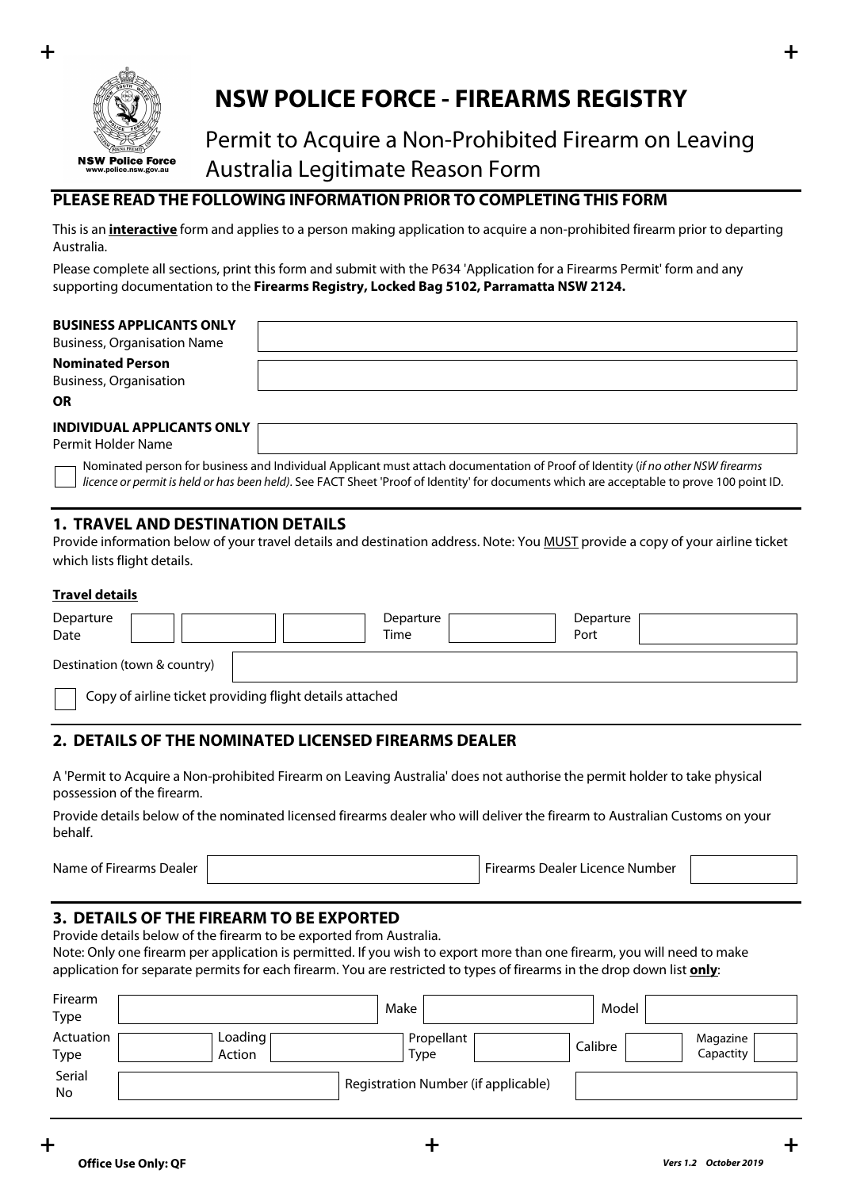# NSW POLICE FORCE - FIREARMS REGISTRY

## Permit to Acquire a Non-Prohibited Firearm on Leaving Australia Legitimate Reason Form

### PLEASE READ THE FOLLOWING INFORMATION PRIOR TO COMPLETING THIS FORM

This is an **interactive** form and applies to a person making application to acquire a non-prohibited firearm prior to departing Australia.

Please complete all sections, print this form and submit with the P634 'Application for a Firearms Permit' form and any supporting documentation to the **Firearms Registry, Locked Bag 5102, Parramatta NSW 2124.**

**BUSINESS APPLICANTS ONLY**
Business, Organisation Name

**Nominated Person**
Business, Organisation

**OR**

**INDIVIDUAL APPLICANTS ONLY**
Permit Holder Name

☐ Nominated person for business and Individual Applicant must attach documentation of Proof of Identity (*if no other NSW firearms licence or permit is held or has been held*). See FACT Sheet 'Proof of Identity' for documents which are acceptable to prove 100 point ID.

### 1. TRAVEL AND DESTINATION DETAILS

Provide information below of your travel details and destination address. Note: You MUST provide a copy of your airline ticket which lists flight details.

**Travel details**

| Departure Date | | | | Departure Time | | Departure Port | |
|---|---|---|---|---|---|---|---|

| Destination (town & country) | |
|---|---|

☐ Copy of airline ticket providing flight details attached

### 2. DETAILS OF THE NOMINATED LICENSED FIREARMS DEALER

A 'Permit to Acquire a Non-prohibited Firearm on Leaving Australia' does not authorise the permit holder to take physical possession of the firearm.

Provide details below of the nominated licensed firearms dealer who will deliver the firearm to Australian Customs on your behalf.

| Name of Firearms Dealer | | Firearms Dealer Licence Number | |
|---|---|---|---|

### 3. DETAILS OF THE FIREARM TO BE EXPORTED

Provide details below of the firearm to be exported from Australia.
Note: Only one firearm per application is permitted. If you wish to export more than one firearm, you will need to make application for separate permits for each firearm. You are restricted to types of firearms in the drop down list **only**:

| Firearm Type | | Make | | Model | |
|---|---|---|---|---|---|

| Actuation Type | | Loading Action | | Propellant Type | | Calibre | | Magazine Capacity | |
|---|---|---|---|---|---|---|---|---|---|

| Serial No | | Registration Number (if applicable) | |
|---|---|---|---|

Office Use Only: QF

*Vers 1.2 October 2019*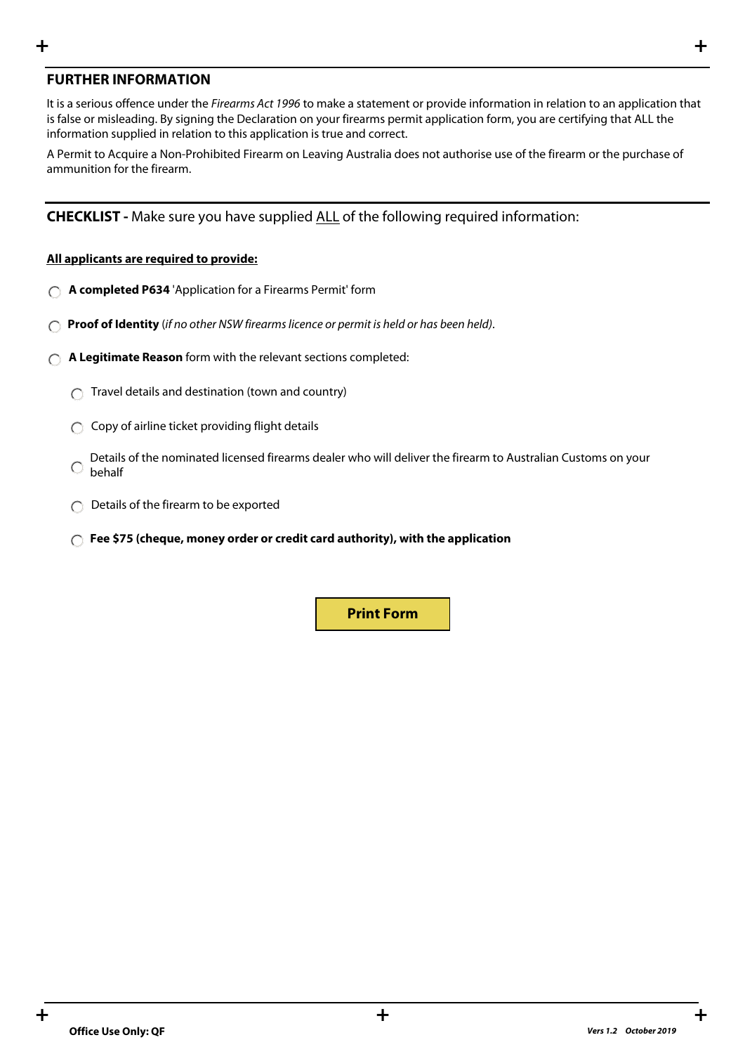## FURTHER INFORMATION

It is a serious offence under the *Firearms Act 1996* to make a statement or provide information in relation to an application that is false or misleading. By signing the Declaration on your firearms permit application form, you are certifying that ALL the information supplied in relation to this application is true and correct.

A Permit to Acquire a Non-Prohibited Firearm on Leaving Australia does not authorise use of the firearm or the purchase of ammunition for the firearm.

**CHECKLIST -** Make sure you have supplied ALL of the following required information:

**All applicants are required to provide:**

- ○ **A completed P634** 'Application for a Firearms Permit' form
- ○ **Proof of Identity** (*if no other NSW firearms licence or permit is held or has been held)*.
- ○ **A Legitimate Reason** form with the relevant sections completed:
  - ○ Travel details and destination (town and country)
  - ○ Copy of airline ticket providing flight details
  - ○ Details of the nominated licensed firearms dealer who will deliver the firearm to Australian Customs on your behalf
  - ○ Details of the firearm to be exported
  - ○ **Fee $75 (cheque, money order or credit card authority), with the application**

**Print Form**

**Office Use Only: QF**

***Vers 1.2 October 2019***